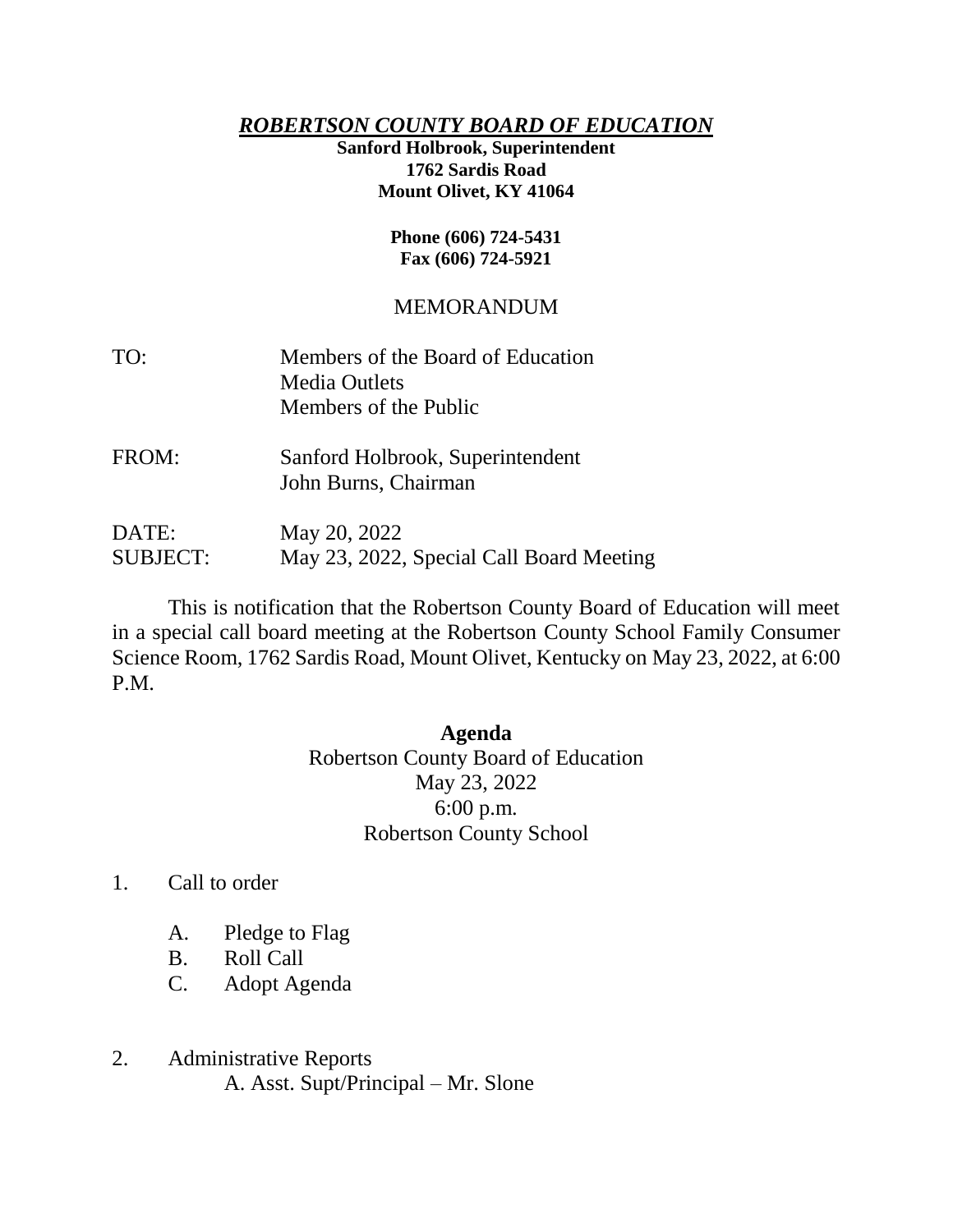# ***ROBERTSON COUNTY BOARD OF EDUCATION***

**Sanford Holbrook, Superintendent**
**1762 Sardis Road**
**Mount Olivet, KY 41064**

**Phone (606) 724-5431**
**Fax (606) 724-5921**

MEMORANDUM

TO: Members of the Board of Education
Media Outlets
Members of the Public

FROM: Sanford Holbrook, Superintendent
John Burns, Chairman

DATE: May 20, 2022
SUBJECT: May 23, 2022, Special Call Board Meeting

This is notification that the Robertson County Board of Education will meet in a special call board meeting at the Robertson County School Family Consumer Science Room, 1762 Sardis Road, Mount Olivet, Kentucky on May 23, 2022, at 6:00 P.M.

**Agenda**
Robertson County Board of Education
May 23, 2022
6:00 p.m.
Robertson County School

1. Call to order
   - A. Pledge to Flag
   - B. Roll Call
   - C. Adopt Agenda

2. Administrative Reports
   - A. Asst. Supt/Principal – Mr. Slone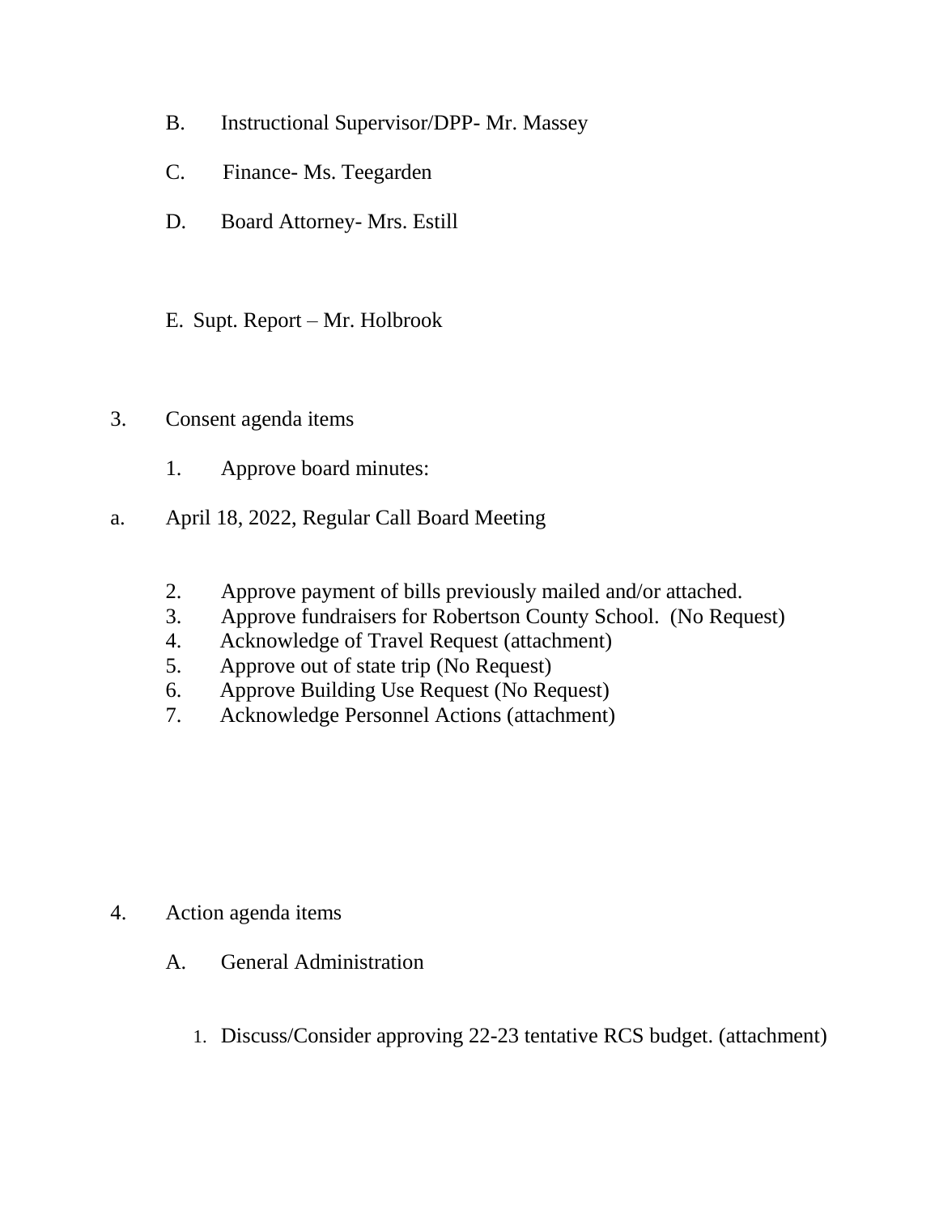B. Instructional Supervisor/DPP- Mr. Massey

C. Finance- Ms. Teegarden

D. Board Attorney- Mrs. Estill

E. Supt. Report – Mr. Holbrook

3. Consent agenda items

   1. Approve board minutes:

a. April 18, 2022, Regular Call Board Meeting

   2. Approve payment of bills previously mailed and/or attached.
   3. Approve fundraisers for Robertson County School. (No Request)
   4. Acknowledge of Travel Request (attachment)
   5. Approve out of state trip (No Request)
   6. Approve Building Use Request (No Request)
   7. Acknowledge Personnel Actions (attachment)

4. Action agenda items

   A. General Administration

      1. Discuss/Consider approving 22-23 tentative RCS budget. (attachment)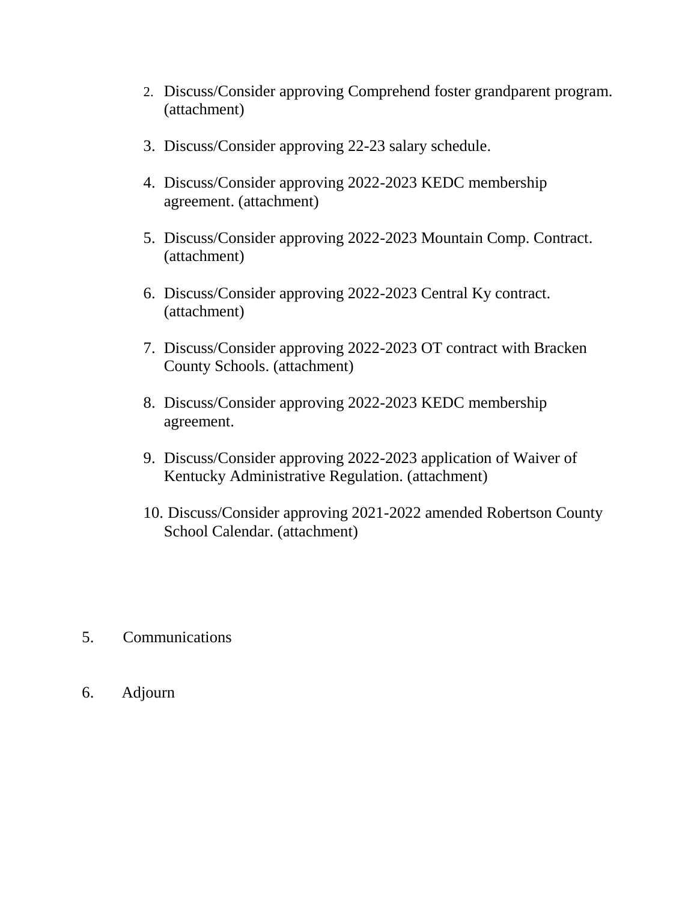2. Discuss/Consider approving Comprehend foster grandparent program. (attachment)

3. Discuss/Consider approving 22-23 salary schedule.

4. Discuss/Consider approving 2022-2023 KEDC membership agreement. (attachment)

5. Discuss/Consider approving 2022-2023 Mountain Comp. Contract. (attachment)

6. Discuss/Consider approving 2022-2023 Central Ky contract. (attachment)

7. Discuss/Consider approving 2022-2023 OT contract with Bracken County Schools. (attachment)

8. Discuss/Consider approving 2022-2023 KEDC membership agreement.

9. Discuss/Consider approving 2022-2023 application of Waiver of Kentucky Administrative Regulation. (attachment)

10. Discuss/Consider approving 2021-2022 amended Robertson County School Calendar. (attachment)

5. Communications

6. Adjourn